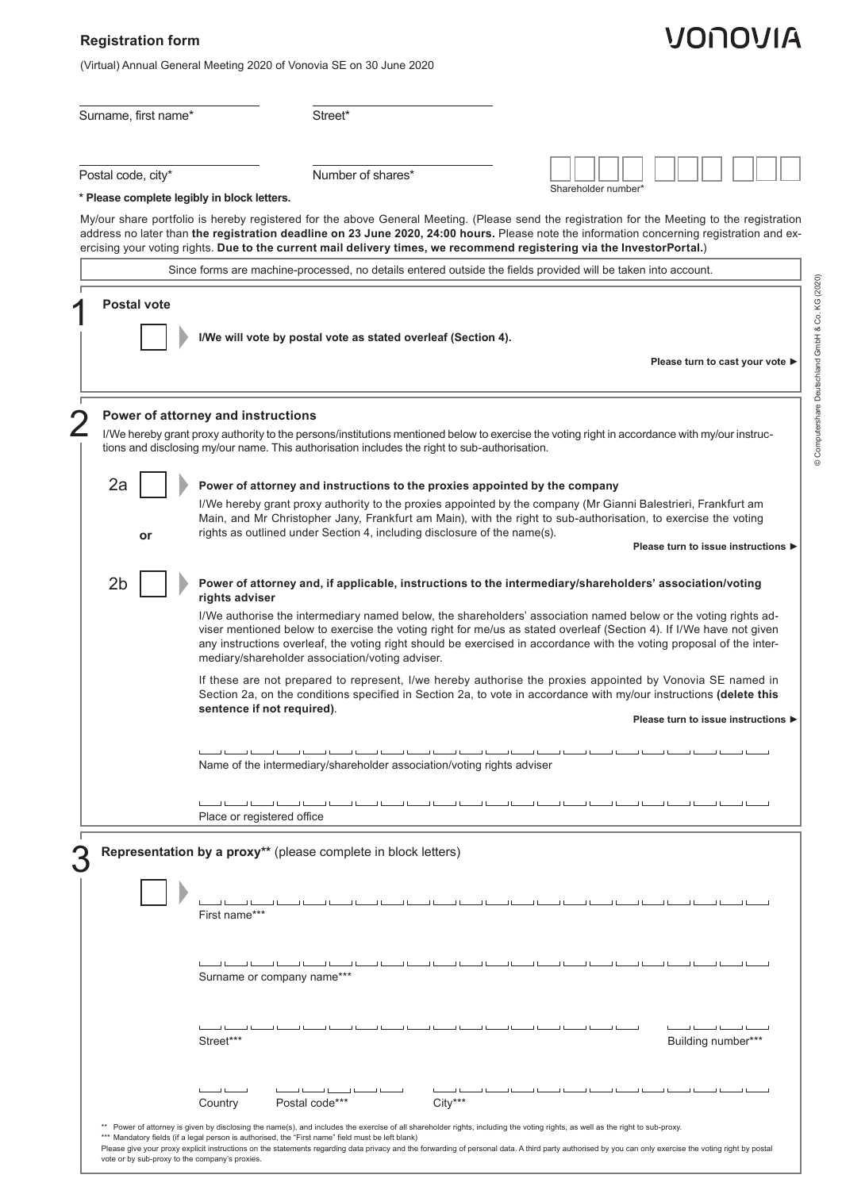# Registration form

VONOVIA

(Virtual) Annual General Meeting 2020 of Vonovia SE on 30 June 2020

Surname, first name*

Street*

Postal code, city*

Number of shares*

Shareholder number*

**\* Please complete legibly in block letters.**

My/our share portfolio is hereby registered for the above General Meeting. (Please send the registration for the Meeting to the registration address no later than **the registration deadline on 23 June 2020, 24:00 hours.** Please note the information concerning registration and exercising your voting rights. **Due to the current mail delivery times, we recommend registering via the InvestorPortal.**)

Since forms are machine-processed, no details entered outside the fields provided will be taken into account.

## 1 Postal vote

☐ **I/We will vote by postal vote as stated overleaf (Section 4).**

**Please turn to cast your vote ►**

## 2 Power of attorney and instructions

I/We hereby grant proxy authority to the persons/institutions mentioned below to exercise the voting right in accordance with my/our instructions and disclosing my/our name. This authorisation includes the right to sub-authorisation.

**2a** ☐ **Power of attorney and instructions to the proxies appointed by the company**

I/We hereby grant proxy authority to the proxies appointed by the company (Mr Gianni Balestrieri, Frankfurt am Main, and Mr Christopher Jany, Frankfurt am Main), with the right to sub-authorisation, to exercise the voting rights as outlined under Section 4, including disclosure of the name(s).

**Please turn to issue instructions ►**

**or**

**2b** ☐ **Power of attorney and, if applicable, instructions to the intermediary/shareholders' association/voting rights adviser**

I/We authorise the intermediary named below, the shareholders' association named below or the voting rights adviser mentioned below to exercise the voting right for me/us as stated overleaf (Section 4). If I/We have not given any instructions overleaf, the voting right should be exercised in accordance with the voting proposal of the intermediary/shareholder association/voting adviser.

If these are not prepared to represent, I/we hereby authorise the proxies appointed by Vonovia SE named in Section 2a, on the conditions specified in Section 2a, to vote in accordance with my/our instructions **(delete this sentence if not required)**.

**Please turn to issue instructions ►**

Name of the intermediary/shareholder association/voting rights adviser

Place or registered office

## 3 Representation by a proxy** (please complete in block letters)

☐

First name***

Surname or company name***

Street***

Building number***

Country

Postal code***

City***

\*\* Power of attorney is given by disclosing the name(s), and includes the exercise of all shareholder rights, including the voting rights, as well as the right to sub-proxy.

\*\*\* Mandatory fields (if a legal person is authorised, the "First name" field must be left blank)

Please give your proxy explicit instructions on the statements regarding data privacy and the forwarding of personal data. A third party authorised by you can only exercise the voting right by postal vote or by sub-proxy to the company's proxies.

© Computershare Deutschland GmbH & Co. KG (2020)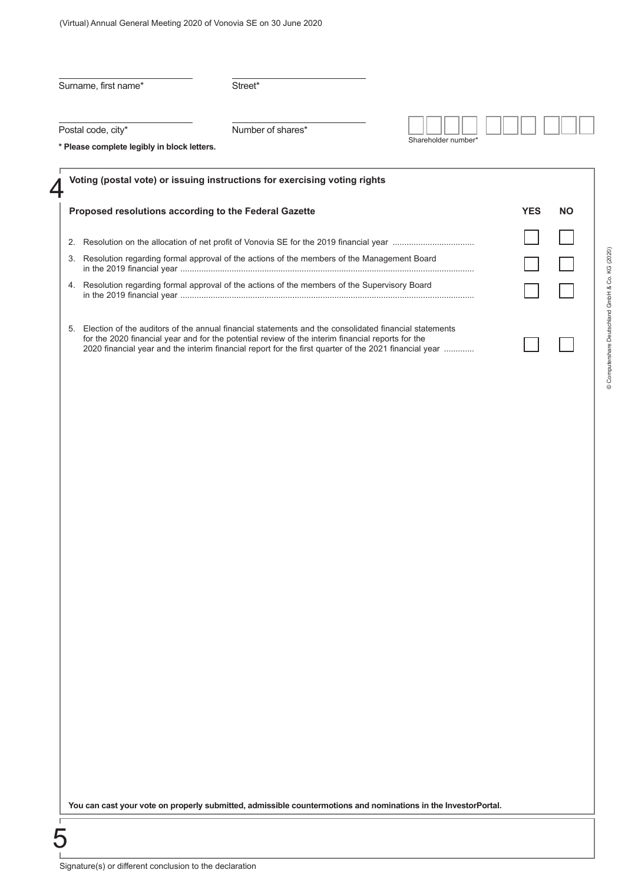(Virtual) Annual General Meeting 2020 of Vonovia SE on 30 June 2020

Surname, first name*

Street*

Postal code, city*

Number of shares*

Shareholder number*

**\* Please complete legibly in block letters.**

## 4 Voting (postal vote) or issuing instructions for exercising voting rights

| Proposed resolutions according to the Federal Gazette | YES | NO |
|---|---|---|
| 2. Resolution on the allocation of net profit of Vonovia SE for the 2019 financial year | ☐ | ☐ |
| 3. Resolution regarding formal approval of the actions of the members of the Management Board in the 2019 financial year | ☐ | ☐ |
| 4. Resolution regarding formal approval of the actions of the members of the Supervisory Board in the 2019 financial year | ☐ | ☐ |
| 5. Election of the auditors of the annual financial statements and the consolidated financial statements for the 2020 financial year and for the potential review of the interim financial reports for the 2020 financial year and the interim financial report for the first quarter of the 2021 financial year | ☐ | ☐ |

**You can cast your vote on properly submitted, admissible countermotions and nominations in the InvestorPortal.**

## 5

Signature(s) or different conclusion to the declaration

© Computershare Deutschland GmbH & Co. KG (2020)